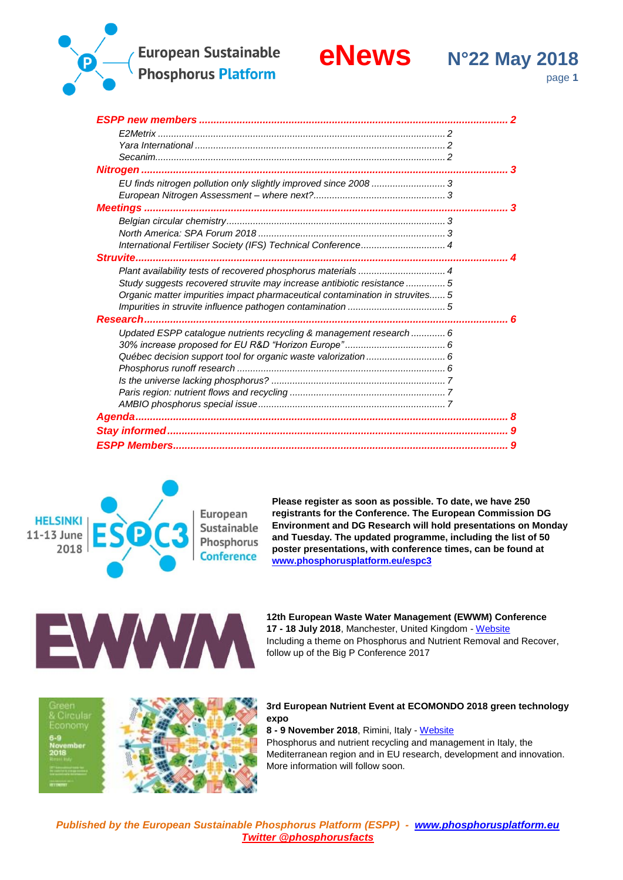European Sustainable Phosphorus Platform

# eNews

## N°22 May 2018

**ESPP new members** ........ 2
- E2Metrix ........ 2
- Yara International ........ 2
- Secanim ........ 2

**Nitrogen** ........ 3
- EU finds nitrogen pollution only slightly improved since 2008 ........ 3
- European Nitrogen Assessment – where next? ........ 3

**Meetings** ........ 3
- Belgian circular chemistry ........ 3
- North America: SPA Forum 2018 ........ 3
- International Fertiliser Society (IFS) Technical Conference ........ 4

**Struvite** ........ 4
- Plant availability tests of recovered phosphorus materials ........ 4
- Study suggests recovered struvite may increase antibiotic resistance ........ 5
- Organic matter impurities impact pharmaceutical contamination in struvites ........ 5
- Impurities in struvite influence pathogen contamination ........ 5

**Research** ........ 6
- Updated ESPP catalogue nutrients recycling & management research ........ 6
- 30% increase proposed for EU R&D "Horizon Europe" ........ 6
- Québec decision support tool for organic waste valorization ........ 6
- Phosphorus runoff research ........ 6
- Is the universe lacking phosphorus? ........ 7
- Paris region: nutrient flows and recycling ........ 7
- AMBIO phosphorus special issue ........ 7

**Agenda** ........ 8

**Stay informed** ........ 9

**ESPP Members** ........ 9

HELSINKI 11-13 June 2018 – ESPC3 European Sustainable Phosphorus Conference

**Please register as soon as possible. To date, we have 250 registrants for the Conference. The European Commission DG Environment and DG Research will hold presentations on Monday and Tuesday. The updated programme, including the list of 50 poster presentations, with conference times, can be found at www.phosphorusplatform.eu/espc3**

EWWM

**12th European Waste Water Management (EWWM) Conference**
**17 - 18 July 2018**, Manchester, United Kingdom - Website
Including a theme on Phosphorus and Nutrient Removal and Recover, follow up of the Big P Conference 2017

Green & Circular Economy 6-9 November 2018

**3rd European Nutrient Event at ECOMONDO 2018 green technology expo**
**8 - 9 November 2018**, Rimini, Italy - Website
Phosphorus and nutrient recycling and management in Italy, the Mediterranean region and in EU research, development and innovation. More information will follow soon.

*Published by the European Sustainable Phosphorus Platform (ESPP) - www.phosphorusplatform.eu*
*Twitter @phosphorusfacts*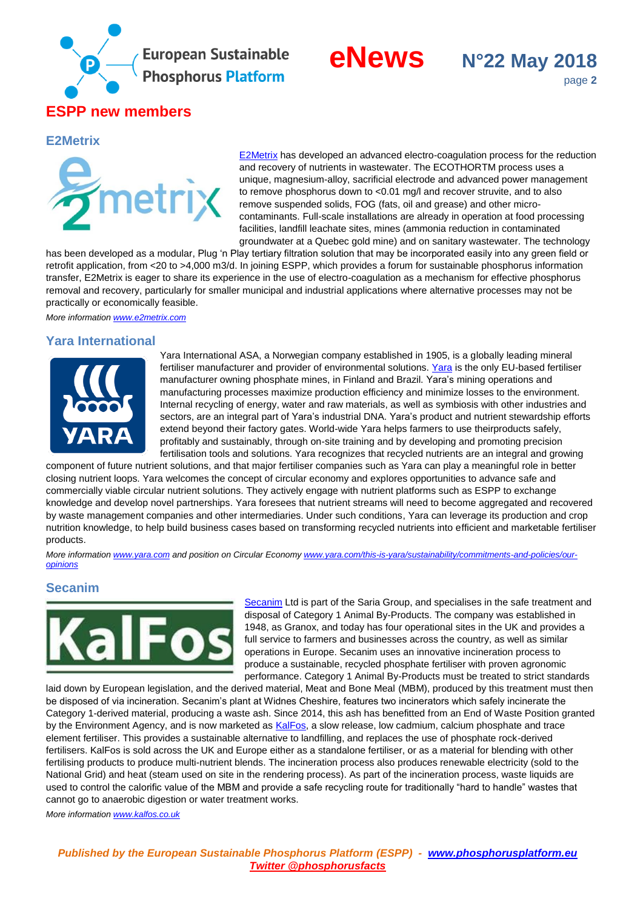# ESPP new members

## E2Metrix

E2Metrix has developed an advanced electro-coagulation process for the reduction and recovery of nutrients in wastewater. The ECOTHORTM process uses a unique, magnesium-alloy, sacrificial electrode and advanced power management to remove phosphorus down to <0.01 mg/l and recover struvite, and to also remove suspended solids, FOG (fats, oil and grease) and other micro-contaminants. Full-scale installations are already in operation at food processing facilities, landfill leachate sites, mines (ammonia reduction in contaminated groundwater at a Quebec gold mine) and on sanitary wastewater. The technology has been developed as a modular, Plug 'n Play tertiary filtration solution that may be incorporated easily into any green field or retrofit application, from <20 to >4,000 m3/d. In joining ESPP, which provides a forum for sustainable phosphorus information transfer, E2Metrix is eager to share its experience in the use of electro-coagulation as a mechanism for effective phosphorus removal and recovery, particularly for smaller municipal and industrial applications where alternative processes may not be practically or economically feasible.

*More information www.e2metrix.com*

## Yara International

Yara International ASA, a Norwegian company established in 1905, is a globally leading mineral fertiliser manufacturer and provider of environmental solutions. Yara is the only EU-based fertiliser manufacturer owning phosphate mines, in Finland and Brazil. Yara's mining operations and manufacturing processes maximize production efficiency and minimize losses to the environment. Internal recycling of energy, water and raw materials, as well as symbiosis with other industries and sectors, are an integral part of Yara's industrial DNA. Yara's product and nutrient stewardship efforts extend beyond their factory gates. World-wide Yara helps farmers to use theirproducts safely, profitably and sustainably, through on-site training and by developing and promoting precision fertilisation tools and solutions. Yara recognizes that recycled nutrients are an integral and growing component of future nutrient solutions, and that major fertiliser companies such as Yara can play a meaningful role in better closing nutrient loops. Yara welcomes the concept of circular economy and explores opportunities to advance safe and commercially viable circular nutrient solutions. They actively engage with nutrient platforms such as ESPP to exchange knowledge and develop novel partnerships. Yara foresees that nutrient streams will need to become aggregated and recovered by waste management companies and other intermediaries. Under such conditions, Yara can leverage its production and crop nutrition knowledge, to help build business cases based on transforming recycled nutrients into efficient and marketable fertiliser products.

*More information www.yara.com and position on Circular Economy www.yara.com/this-is-yara/sustainability/commitments-and-policies/our-opinions*

## Secanim

Secanim Ltd is part of the Saria Group, and specialises in the safe treatment and disposal of Category 1 Animal By-Products. The company was established in 1948, as Granox, and today has four operational sites in the UK and provides a full service to farmers and businesses across the country, as well as similar operations in Europe. Secanim uses an innovative incineration process to produce a sustainable, recycled phosphate fertiliser with proven agronomic performance. Category 1 Animal By-Products must be treated to strict standards laid down by European legislation, and the derived material, Meat and Bone Meal (MBM), produced by this treatment must then be disposed of via incineration. Secanim's plant at Widnes Cheshire, features two incinerators which safely incinerate the Category 1-derived material, producing a waste ash. Since 2014, this ash has benefitted from an End of Waste Position granted by the Environment Agency, and is now marketed as KalFos, a slow release, low cadmium, calcium phosphate and trace element fertiliser. This provides a sustainable alternative to landfilling, and replaces the use of phosphate rock-derived fertilisers. KalFos is sold across the UK and Europe either as a standalone fertiliser, or as a material for blending with other fertilising products to produce multi-nutrient blends. The incineration process also produces renewable electricity (sold to the National Grid) and heat (steam used on site in the rendering process). As part of the incineration process, waste liquids are used to control the calorific value of the MBM and provide a safe recycling route for traditionally "hard to handle" wastes that cannot go to anaerobic digestion or water treatment works.

*More information www.kalfos.co.uk*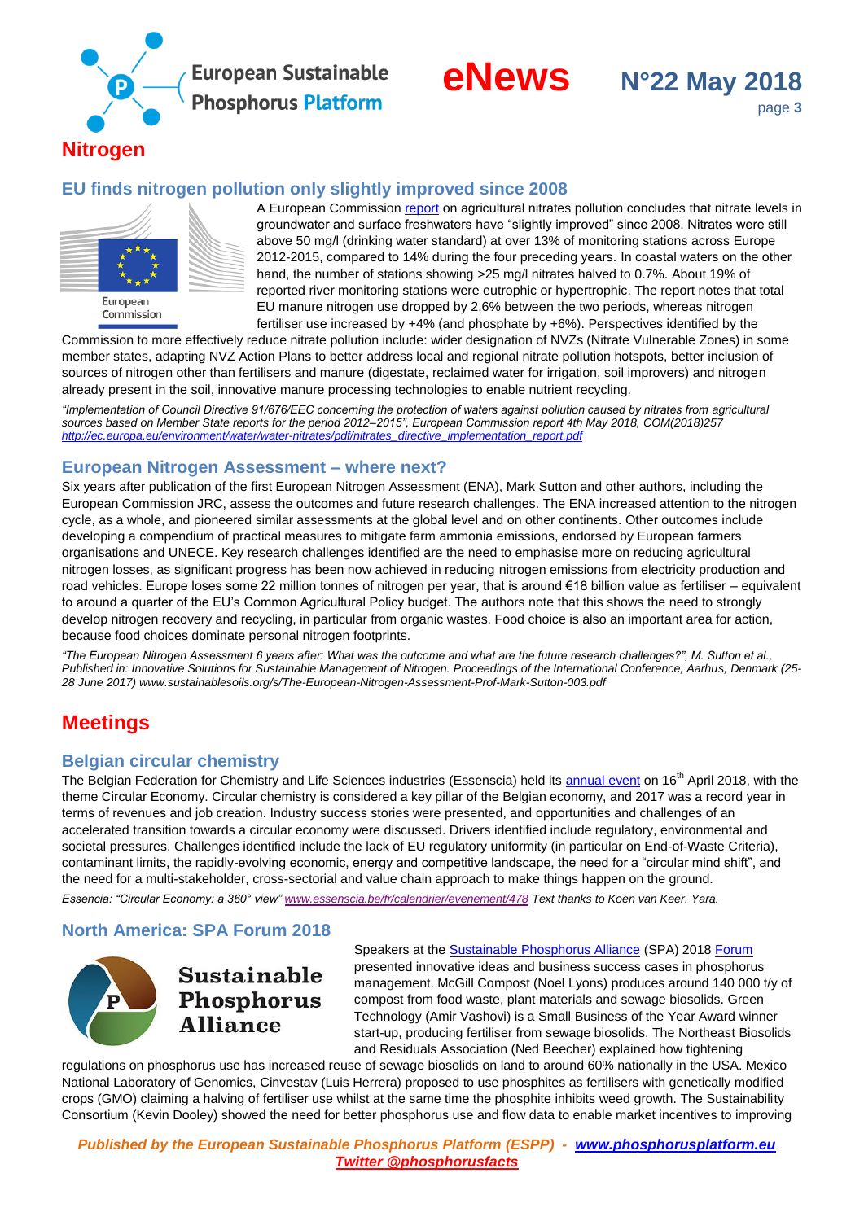# Nitrogen

## EU finds nitrogen pollution only slightly improved since 2008

A European Commission report on agricultural nitrates pollution concludes that nitrate levels in groundwater and surface freshwaters have "slightly improved" since 2008. Nitrates were still above 50 mg/l (drinking water standard) at over 13% of monitoring stations across Europe 2012-2015, compared to 14% during the four preceding years. In coastal waters on the other hand, the number of stations showing >25 mg/l nitrates halved to 0.7%. About 19% of reported river monitoring stations were eutrophic or hypertrophic. The report notes that total EU manure nitrogen use dropped by 2.6% between the two periods, whereas nitrogen fertiliser use increased by +4% (and phosphate by +6%). Perspectives identified by the Commission to more effectively reduce nitrate pollution include: wider designation of NVZs (Nitrate Vulnerable Zones) in some member states, adapting NVZ Action Plans to better address local and regional nitrate pollution hotspots, better inclusion of sources of nitrogen other than fertilisers and manure (digestate, reclaimed water for irrigation, soil improvers) and nitrogen already present in the soil, innovative manure processing technologies to enable nutrient recycling.

*"Implementation of Council Directive 91/676/EEC concerning the protection of waters against pollution caused by nitrates from agricultural sources based on Member State reports for the period 2012–2015", European Commission report 4th May 2018, COM(2018)257 http://ec.europa.eu/environment/water/water-nitrates/pdf/nitrates_directive_implementation_report.pdf*

## European Nitrogen Assessment – where next?

Six years after publication of the first European Nitrogen Assessment (ENA), Mark Sutton and other authors, including the European Commission JRC, assess the outcomes and future research challenges. The ENA increased attention to the nitrogen cycle, as a whole, and pioneered similar assessments at the global level and on other continents. Other outcomes include developing a compendium of practical measures to mitigate farm ammonia emissions, endorsed by European farmers organisations and UNECE. Key research challenges identified are the need to emphasise more on reducing agricultural nitrogen losses, as significant progress has been now achieved in reducing nitrogen emissions from electricity production and road vehicles. Europe loses some 22 million tonnes of nitrogen per year, that is around €18 billion value as fertiliser – equivalent to around a quarter of the EU's Common Agricultural Policy budget. The authors note that this shows the need to strongly develop nitrogen recovery and recycling, in particular from organic wastes. Food choice is also an important area for action, because food choices dominate personal nitrogen footprints.

*"The European Nitrogen Assessment 6 years after: What was the outcome and what are the future research challenges?", M. Sutton et al., Published in: Innovative Solutions for Sustainable Management of Nitrogen. Proceedings of the International Conference, Aarhus, Denmark (25-28 June 2017) www.sustainablesoils.org/s/The-European-Nitrogen-Assessment-Prof-Mark-Sutton-003.pdf*

# Meetings

## Belgian circular chemistry

The Belgian Federation for Chemistry and Life Sciences industries (Essenscia) held its annual event on 16th April 2018, with the theme Circular Economy. Circular chemistry is considered a key pillar of the Belgian economy, and 2017 was a record year in terms of revenues and job creation. Industry success stories were presented, and opportunities and challenges of an accelerated transition towards a circular economy were discussed. Drivers identified include regulatory, environmental and societal pressures. Challenges identified include the lack of EU regulatory uniformity (in particular on End-of-Waste Criteria), contaminant limits, the rapidly-evolving economic, energy and competitive landscape, the need for a "circular mind shift", and the need for a multi-stakeholder, cross-sectorial and value chain approach to make things happen on the ground.

*Essencia: "Circular Economy: a 360° view" www.essenscia.be/fr/calendrier/evenement/478 Text thanks to Koen van Keer, Yara.*

## North America: SPA Forum 2018

Speakers at the Sustainable Phosphorus Alliance (SPA) 2018 Forum presented innovative ideas and business success cases in phosphorus management. McGill Compost (Noel Lyons) produces around 140 000 t/y of compost from food waste, plant materials and sewage biosolids. Green Technology (Amir Vashovi) is a Small Business of the Year Award winner start-up, producing fertiliser from sewage biosolids. The Northeast Biosolids and Residuals Association (Ned Beecher) explained how tightening regulations on phosphorus use has increased reuse of sewage biosolids on land to around 60% nationally in the USA. Mexico National Laboratory of Genomics, Cinvestav (Luis Herrera) proposed to use phosphites as fertilisers with genetically modified crops (GMO) claiming a halving of fertiliser use whilst at the same time the phosphite inhibits weed growth. The Sustainability Consortium (Kevin Dooley) showed the need for better phosphorus use and flow data to enable market incentives to improving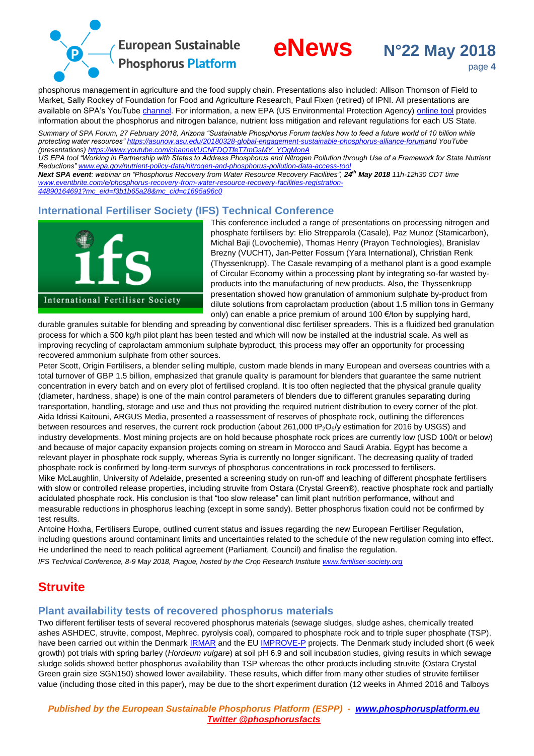phosphorus management in agriculture and the food supply chain. Presentations also included: Allison Thomson of Field to Market, Sally Rockey of Foundation for Food and Agriculture Research, Paul Fixen (retired) of IPNI. All presentations are available on SPA's YouTube channel. For information, a new EPA (US Environmental Protection Agency) online tool provides information about the phosphorus and nitrogen balance, nutrient loss mitigation and relevant regulations for each US State.

*Summary of SPA Forum, 27 February 2018, Arizona "Sustainable Phosphorus Forum tackles how to feed a future world of 10 billion while protecting water resources" https://asunow.asu.edu/20180328-global-engagement-sustainable-phosphorus-alliance-forumand YouTube (presentations) https://www.youtube.com/channel/UCNFDQTfeT7mGsMY_YOgMonA*

*US EPA tool "Working in Partnership with States to Address Phosphorus and Nitrogen Pollution through Use of a Framework for State Nutrient Reductions" www.epa.gov/nutrient-policy-data/nitrogen-and-phosphorus-pollution-data-access-tool*

***Next SPA event**: webinar on "Phosphorus Recovery from Water Resource Recovery Facilities", **24th May 2018** 11h-11h30 CDT time www.eventbrite.com/e/phosphorus-recovery-from-water-resource-recovery-facilities-registration-44890164691?mc_eid=f3b1b65a28&mc_cid=c1695a96c0*

## International Fertiliser Society (IFS) Technical Conference

This conference included a range of presentations on processing nitrogen and phosphate fertilisers by: Elio Strepparola (Casale), Paz Munoz (Stamicarbon), Michal Baji (Lovochemie), Thomas Henry (Prayon Technologies), Branislav Brezny (VUCHT), Jan-Petter Fossum (Yara International), Christian Renk (Thyssenkrupp). The Casale revamping of a methanol plant is a good example of Circular Economy within a processing plant by integrating so-far wasted by-products into the manufacturing of new products. Also, the Thyssenkrupp presentation showed how granulation of ammonium sulphate by-product from dilute solutions from caprolactam production (about 1.5 million tons in Germany only) can enable a price premium of around 100 €/ton by supplying hard, durable granules suitable for blending and spreading by conventional disc fertiliser spreaders. This is a fluidized bed granulation process for which a 500 kg/h pilot plant has been tested and which will now be installed at the industrial scale. As well as improving recycling of caprolactam ammonium sulphate byproduct, this process may offer an opportunity for processing recovered ammonium sulphate from other sources.

Peter Scott, Origin Fertilisers, a blender selling multiple, custom made blends in many European and overseas countries with a total turnover of GBP 1.5 billion, emphasized that granule quality is paramount for blenders that guarantee the same nutrient concentration in every batch and on every plot of fertilised cropland. It is too often neglected that the physical granule quality (diameter, hardness, shape) is one of the main control parameters of blenders due to different granules separating during transportation, handling, storage and use and thus not providing the required nutrient distribution to every corner of the plot.

Aida Idrissi Kaitouni, ARGUS Media, presented a reassessment of reserves of phosphate rock, outlining the differences between resources and reserves, the current rock production (about 261,000 t$P_2O_5$/y estimation for 2016 by USGS) and industry developments. Most mining projects are on hold because phosphate rock prices are currently low (USD 100/t or below) and because of major capacity expansion projects coming on stream in Morocco and Saudi Arabia. Egypt has become a relevant player in phosphate rock supply, whereas Syria is currently no longer significant. The decreasing quality of traded phosphate rock is confirmed by long-term surveys of phosphorus concentrations in rock processed to fertilisers.

Mike McLaughlin, University of Adelaide, presented a screening study on run-off and leaching of different phosphate fertilisers with slow or controlled release properties, including struvite from Ostara (Crystal Green®), reactive phosphate rock and partially acidulated phosphate rock. His conclusion is that "too slow release" can limit plant nutrition performance, without and measurable reductions in phosphorus leaching (except in some sandy). Better phosphorus fixation could not be confirmed by test results.

Antoine Hoxha, Fertilisers Europe, outlined current status and issues regarding the new European Fertiliser Regulation, including questions around contaminant limits and uncertainties related to the schedule of the new regulation coming into effect. He underlined the need to reach political agreement (Parliament, Council) and finalise the regulation.

*IFS Technical Conference, 8-9 May 2018, Prague, hosted by the Crop Research Institute www.fertiliser-society.org*

# Struvite

## Plant availability tests of recovered phosphorus materials

Two different fertiliser tests of several recovered phosphorus materials (sewage sludges, sludge ashes, chemically treated ashes ASHDEC, struvite, compost, Mephrec, pyrolysis coal), compared to phosphate rock and to triple super phosphate (TSP), have been carried out within the Denmark IRMAR and the EU IMPROVE-P projects. The Denmark study included short (6 week growth) pot trials with spring barley (*Hordeum vulgare*) at soil pH 6.9 and soil incubation studies, giving results in which sewage sludge solids showed better phosphorus availability than TSP whereas the other products including struvite (Ostara Crystal Green grain size SGN150) showed lower availability. These results, which differ from many other studies of struvite fertiliser value (including those cited in this paper), may be due to the short experiment duration (12 weeks in Ahmed 2016 and Talboys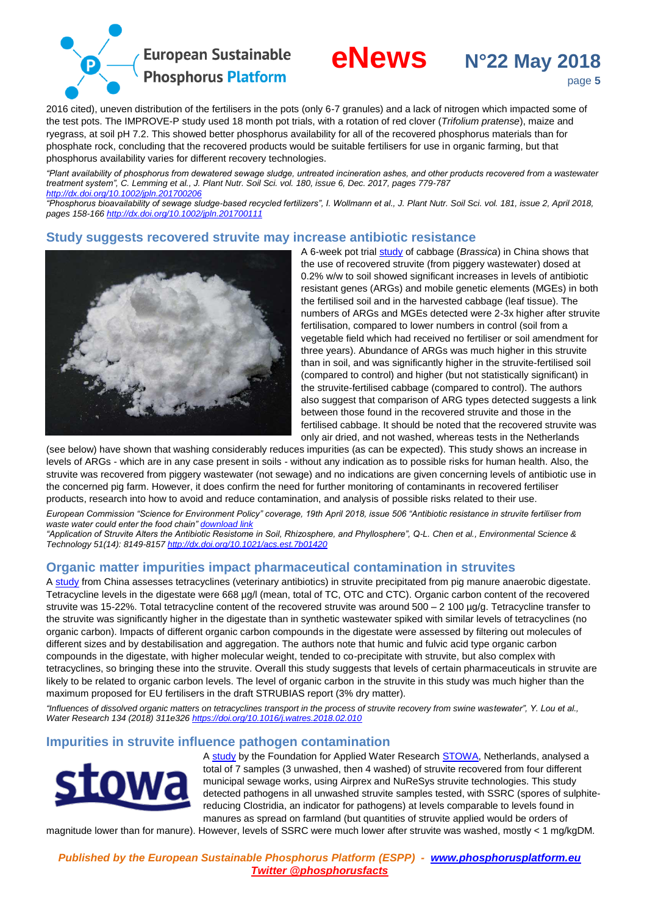2016 cited), uneven distribution of the fertilisers in the pots (only 6-7 granules) and a lack of nitrogen which impacted some of the test pots. The IMPROVE-P study used 18 month pot trials, with a rotation of red clover (*Trifolium pratense*), maize and ryegrass, at soil pH 7.2. This showed better phosphorus availability for all of the recovered phosphorus materials than for phosphate rock, concluding that the recovered products would be suitable fertilisers for use in organic farming, but that phosphorus availability varies for different recovery technologies.

*"Plant availability of phosphorus from dewatered sewage sludge, untreated incineration ashes, and other products recovered from a wastewater treatment system", C. Lemming et al., J. Plant Nutr. Soil Sci. vol. 180, issue 6, Dec. 2017, pages 779-787 http://dx.doi.org/10.1002/jpln.201700206*

*"Phosphorus bioavailability of sewage sludge-based recycled fertilizers", I. Wollmann et al., J. Plant Nutr. Soil Sci. vol. 181, issue 2, April 2018, pages 158-166 http://dx.doi.org/10.1002/jpln.201700111*

## Study suggests recovered struvite may increase antibiotic resistance

A 6-week pot trial study of cabbage (*Brassica*) in China shows that the use of recovered struvite (from piggery wastewater) dosed at 0.2% w/w to soil showed significant increases in levels of antibiotic resistant genes (ARGs) and mobile genetic elements (MGEs) in both the fertilised soil and in the harvested cabbage (leaf tissue). The numbers of ARGs and MGEs detected were 2-3x higher after struvite fertilisation, compared to lower numbers in control (soil from a vegetable field which had received no fertiliser or soil amendment for three years). Abundance of ARGs was much higher in this struvite than in soil, and was significantly higher in the struvite-fertilised soil (compared to control) and higher (but not statistically significant) in the struvite-fertilised cabbage (compared to control). The authors also suggest that comparison of ARG types detected suggests a link between those found in the recovered struvite and those in the fertilised cabbage. It should be noted that the recovered struvite was only air dried, and not washed, whereas tests in the Netherlands (see below) have shown that washing considerably reduces impurities (as can be expected). This study shows an increase in levels of ARGs - which are in any case present in soils - without any indication as to possible risks for human health. Also, the struvite was recovered from piggery wastewater (not sewage) and no indications are given concerning levels of antibiotic use in the concerned pig farm. However, it does confirm the need for further monitoring of contaminants in recovered fertiliser products, research into how to avoid and reduce contamination, and analysis of possible risks related to their use.

*European Commission "Science for Environment Policy" coverage, 19th April 2018, issue 506 "Antibiotic resistance in struvite fertiliser from waste water could enter the food chain" download link*

*"Application of Struvite Alters the Antibiotic Resistome in Soil, Rhizosphere, and Phyllosphere", Q-L. Chen et al., Environmental Science & Technology 51(14): 8149-8157 http://dx.doi.org/10.1021/acs.est.7b01420*

## Organic matter impurities impact pharmaceutical contamination in struvites

A study from China assesses tetracyclines (veterinary antibiotics) in struvite precipitated from pig manure anaerobic digestate. Tetracycline levels in the digestate were 668 µg/l (mean, total of TC, OTC and CTC). Organic carbon content of the recovered struvite was 15-22%. Total tetracycline content of the recovered struvite was around 500 – 2 100 µg/g. Tetracycline transfer to the struvite was significantly higher in the digestate than in synthetic wastewater spiked with similar levels of tetracyclines (no organic carbon). Impacts of different organic carbon compounds in the digestate were assessed by filtering out molecules of different sizes and by destabilisation and aggregation. The authors note that humic and fulvic acid type organic carbon compounds in the digestate, with higher molecular weight, tended to co-precipitate with struvite, but also complex with tetracyclines, so bringing these into the struvite. Overall this study suggests that levels of certain pharmaceuticals in struvite are likely to be related to organic carbon levels. The level of organic carbon in the struvite in this study was much higher than the maximum proposed for EU fertilisers in the draft STRUBIAS report (3% dry matter).

*"Influences of dissolved organic matters on tetracyclines transport in the process of struvite recovery from swine wastewater", Y. Lou et al., Water Research 134 (2018) 311e326 https://doi.org/10.1016/j.watres.2018.02.010*

## Impurities in struvite influence pathogen contamination

A study by the Foundation for Applied Water Research STOWA, Netherlands, analysed a total of 7 samples (3 unwashed, then 4 washed) of struvite recovered from four different municipal sewage works, using Airprex and NuReSys struvite technologies. This study detected pathogens in all unwashed struvite samples tested, with SSRC (spores of sulphite-reducing Clostridia, an indicator for pathogens) at levels comparable to levels found in manures as spread on farmland (but quantities of struvite applied would be orders of magnitude lower than for manure). However, levels of SSRC were much lower after struvite was washed, mostly < 1 mg/kgDM.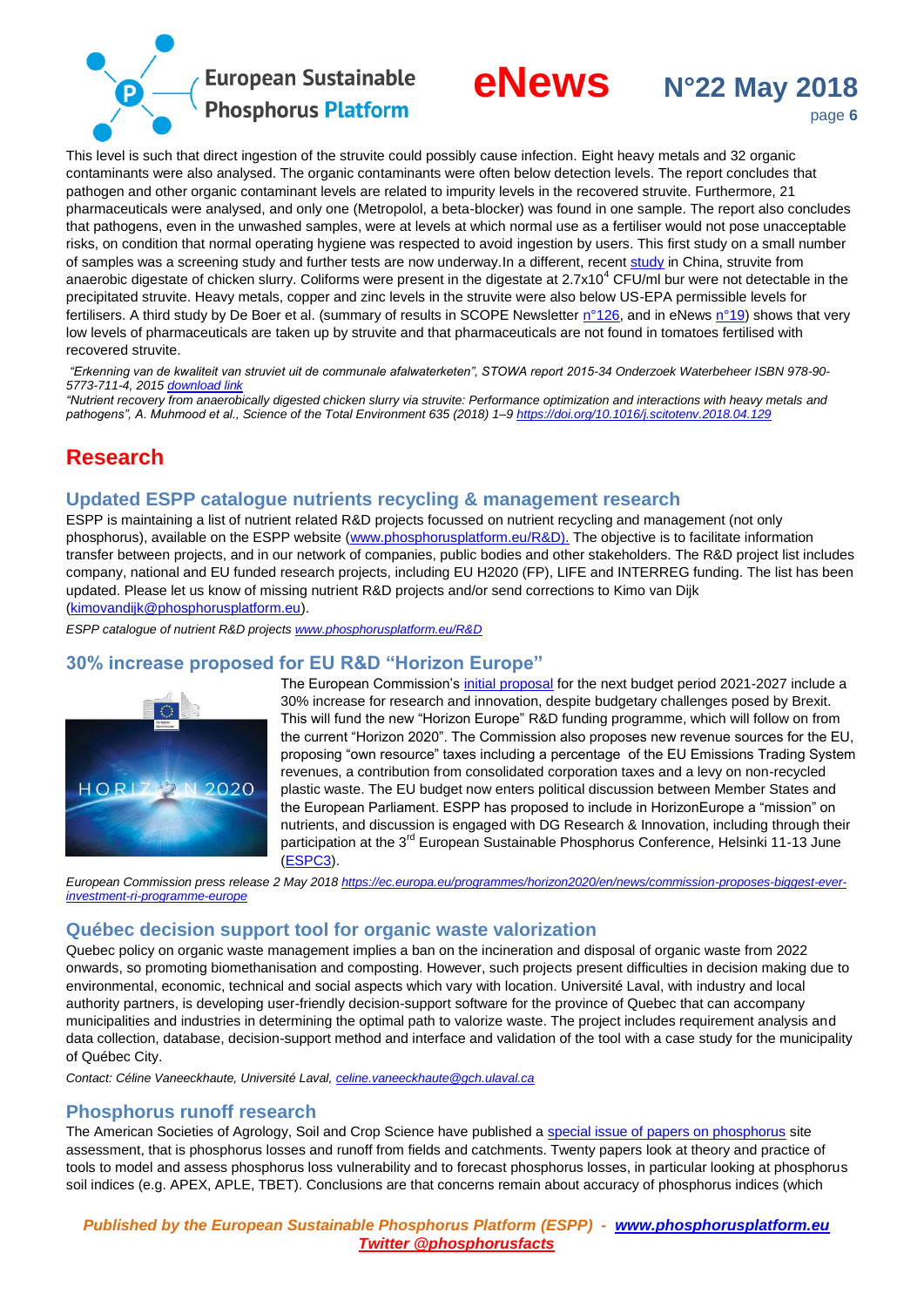This level is such that direct ingestion of the struvite could possibly cause infection. Eight heavy metals and 32 organic contaminants were also analysed. The organic contaminants were often below detection levels. The report concludes that pathogen and other organic contaminant levels are related to impurity levels in the recovered struvite. Furthermore, 21 pharmaceuticals were analysed, and only one (Metropolol, a beta-blocker) was found in one sample. The report also concludes that pathogens, even in the unwashed samples, were at levels at which normal use as a fertiliser would not pose unacceptable risks, on condition that normal operating hygiene was respected to avoid ingestion by users. This first study on a small number of samples was a screening study and further tests are now underway.In a different, recent study in China, struvite from anaerobic digestate of chicken slurry. Coliforms were present in the digestate at $2.7x10^4$ CFU/ml bur were not detectable in the precipitated struvite. Heavy metals, copper and zinc levels in the struvite were also below US-EPA permissible levels for fertilisers. A third study by De Boer et al. (summary of results in SCOPE Newsletter n°126, and in eNews n°19) shows that very low levels of pharmaceuticals are taken up by struvite and that pharmaceuticals are not found in tomatoes fertilised with recovered struvite.

*"Erkenning van de kwaliteit van struviet uit de communale afalwaterketen", STOWA report 2015-34 Onderzoek Waterbeheer ISBN 978-90-5773-711-4, 2015 download link*
*"Nutrient recovery from anaerobically digested chicken slurry via struvite: Performance optimization and interactions with heavy metals and pathogens", A. Muhmood et al., Science of the Total Environment 635 (2018) 1–9 https://doi.org/10.1016/j.scitotenv.2018.04.129*

# Research

## Updated ESPP catalogue nutrients recycling & management research

ESPP is maintaining a list of nutrient related R&D projects focussed on nutrient recycling and management (not only phosphorus), available on the ESPP website (www.phosphorusplatform.eu/R&D). The objective is to facilitate information transfer between projects, and in our network of companies, public bodies and other stakeholders. The R&D project list includes company, national and EU funded research projects, including EU H2020 (FP), LIFE and INTERREG funding. The list has been updated. Please let us know of missing nutrient R&D projects and/or send corrections to Kimo van Dijk (kimovandijk@phosphorusplatform.eu).

*ESPP catalogue of nutrient R&D projects www.phosphorusplatform.eu/R&D*

## 30% increase proposed for EU R&D "Horizon Europe"

The European Commission's initial proposal for the next budget period 2021-2027 include a 30% increase for research and innovation, despite budgetary challenges posed by Brexit. This will fund the new "Horizon Europe" R&D funding programme, which will follow on from the current "Horizon 2020". The Commission also proposes new revenue sources for the EU, proposing "own resource" taxes including a percentage of the EU Emissions Trading System revenues, a contribution from consolidated corporation taxes and a levy on non-recycled plastic waste. The EU budget now enters political discussion between Member States and the European Parliament. ESPP has proposed to include in HorizonEurope a "mission" on nutrients, and discussion is engaged with DG Research & Innovation, including through their participation at the 3rd European Sustainable Phosphorus Conference, Helsinki 11-13 June (ESPC3).

*European Commission press release 2 May 2018 https://ec.europa.eu/programmes/horizon2020/en/news/commission-proposes-biggest-ever-investment-ri-programme-europe*

## Québec decision support tool for organic waste valorization

Quebec policy on organic waste management implies a ban on the incineration and disposal of organic waste from 2022 onwards, so promoting biomethanisation and composting. However, such projects present difficulties in decision making due to environmental, economic, technical and social aspects which vary with location. Université Laval, with industry and local authority partners, is developing user-friendly decision-support software for the province of Quebec that can accompany municipalities and industries in determining the optimal path to valorize waste. The project includes requirement analysis and data collection, database, decision-support method and interface and validation of the tool with a case study for the municipality of Québec City.

*Contact: Céline Vaneeckhaute, Université Laval, celine.vaneeckhaute@gch.ulaval.ca*

## Phosphorus runoff research

The American Societies of Agrology, Soil and Crop Science have published a special issue of papers on phosphorus site assessment, that is phosphorus losses and runoff from fields and catchments. Twenty papers look at theory and practice of tools to model and assess phosphorus loss vulnerability and to forecast phosphorus losses, in particular looking at phosphorus soil indices (e.g. APEX, APLE, TBET). Conclusions are that concerns remain about accuracy of phosphorus indices (which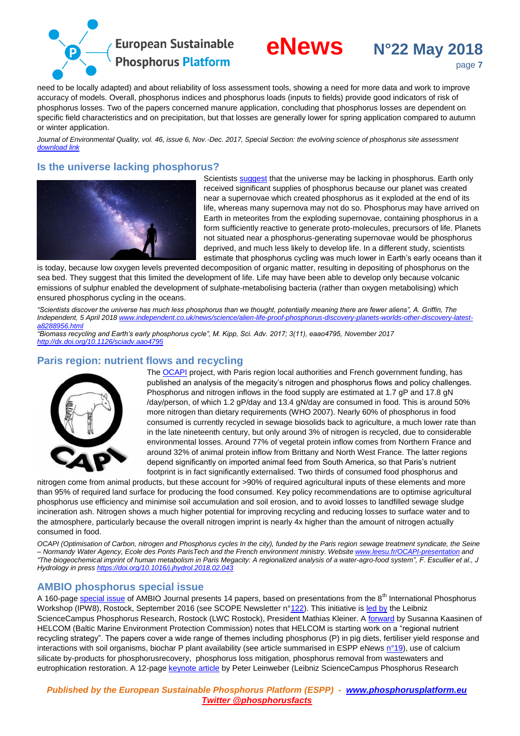need to be locally adapted) and about reliability of loss assessment tools, showing a need for more data and work to improve accuracy of models. Overall, phosphorus indices and phosphorus loads (inputs to fields) provide good indicators of risk of phosphorus losses. Two of the papers concerned manure application, concluding that phosphorus losses are dependent on specific field characteristics and on precipitation, but that losses are generally lower for spring application compared to autumn or winter application.

*Journal of Environmental Quality, vol. 46, issue 6, Nov.-Dec. 2017, Special Section: the evolving science of phosphorus site assessment* *download link*

## Is the universe lacking phosphorus?

Scientists suggest that the universe may be lacking in phosphorus. Earth only received significant supplies of phosphorus because our planet was created near a supernovae which created phosphorus as it exploded at the end of its life, whereas many supernova may not do so. Phosphorus may have arrived on Earth in meteorites from the exploding supernovae, containing phosphorus in a form sufficiently reactive to generate proto-molecules, precursors of life. Planets not situated near a phosphorus-generating supernovae would be phosphorus deprived, and much less likely to develop life. In a different study, scientists estimate that phosphorus cycling was much lower in Earth's early oceans than it is today, because low oxygen levels prevented decomposition of organic matter, resulting in depositing of phosphorus on the sea bed. They suggest that this limited the development of life. Life may have been able to develop only because volcanic emissions of sulphur enabled the development of sulphate-metabolising bacteria (rather than oxygen metabolising) which ensured phosphorus cycling in the oceans.

*"Scientists discover the universe has much less phosphorus than we thought, potentially meaning there are fewer aliens", A. Griffin, The Independent, 5 April 2018* *www.independent.co.uk/news/science/alien-life-proof-phosphorus-discovery-planets-worlds-other-discovery-latest-a8288956.html*
*"Biomass recycling and Earth's early phosphorus cycle", M. Kipp, Sci. Adv. 2017; 3(11), eaao4795, November 2017* *http://dx.doi.org/10.1126/sciadv.aao4795*

## Paris region: nutrient flows and recycling

The OCAPI project, with Paris region local authorities and French government funding, has published an analysis of the megacity's nitrogen and phosphorus flows and policy challenges. Phosphorus and nitrogen inflows in the food supply are estimated at 1.7 gP and 17.8 gN /day/person, of which 1.2 gP/day and 13.4 gN/day are consumed in food. This is around 50% more nitrogen than dietary requirements (WHO 2007). Nearly 60% of phosphorus in food consumed is currently recycled in sewage biosolids back to agriculture, a much lower rate than in the late nineteenth century, but only around 3% of nitrogen is recycled, due to considerable environmental losses. Around 77% of vegetal protein inflow comes from Northern France and around 32% of animal protein inflow from Brittany and North West France. The latter regions depend significantly on imported animal feed from South America, so that Paris's nutrient footprint is in fact significantly externalised. Two thirds of consumed food phosphorus and nitrogen come from animal products, but these account for >90% of required agricultural inputs of these elements and more than 95% of required land surface for producing the food consumed. Key policy recommendations are to optimise agricultural phosphorus use efficiency and minimise soil accumulation and soil erosion, and to avoid losses to landfilled sewage sludge incineration ash. Nitrogen shows a much higher potential for improving recycling and reducing losses to surface water and to the atmosphere, particularly because the overall nitrogen imprint is nearly 4x higher than the amount of nitrogen actually consumed in food.

*OCAPI (Optimisation of Carbon, nitrogen and Phosphorus cycles In the city), funded by the Paris region sewage treatment syndicate, the Seine – Normandy Water Agency, Ecole des Ponts ParisTech and the French environment ministry. Website* *www.leesu.fr/OCAPI-presentation* *and "The biogeochemical imprint of human metabolism in Paris Megacity: A regionalized analysis of a water-agro-food system", F. Esculier et al., J Hydrology in press* *https://doi.org/10.1016/j.jhydrol.2018.02.043*

## AMBIO phosphorus special issue

A 160-page special issue of AMBIO Journal presents 14 papers, based on presentations from the 8th International Phosphorus Workshop (IPW8), Rostock, September 2016 (see SCOPE Newsletter n°122). This initiative is led by the Leibniz ScienceCampus Phosphorus Research, Rostock (LWC Rostock), President Mathias Kleiner. A forward by Susanna Kaasinen of HELCOM (Baltic Marine Environment Protection Commission) notes that HELCOM is starting work on a "regional nutrient recycling strategy". The papers cover a wide range of themes including phosphorus (P) in pig diets, fertiliser yield response and interactions with soil organisms, biochar P plant availability (see article summarised in ESPP eNews n°19), use of calcium silicate by-products for phosphorusrecovery, phosphorus loss mitigation, phosphorus removal from wastewaters and eutrophication restoration. A 12-page keynote article by Peter Leinweber (Leibniz ScienceCampus Phosphorus Research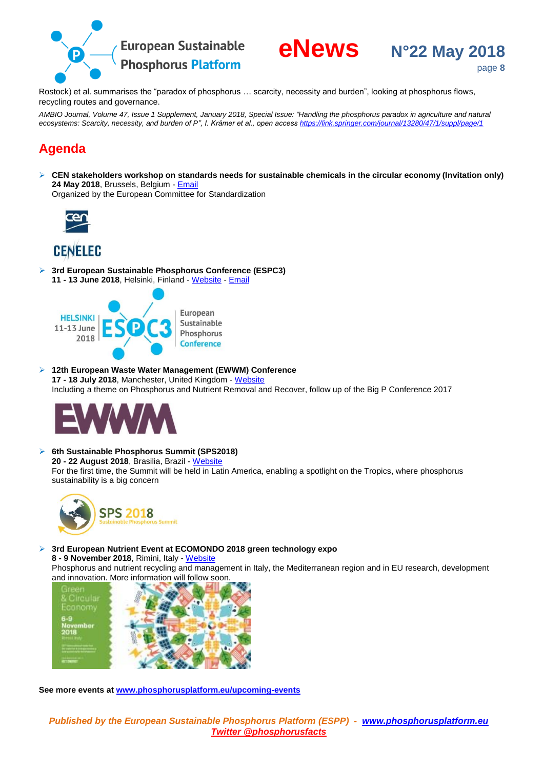Rostock) et al. summarises the "paradox of phosphorus … scarcity, necessity and burden", looking at phosphorus flows, recycling routes and governance.

*AMBIO Journal, Volume 47, Issue 1 Supplement, January 2018, Special Issue: "Handling the phosphorus paradox in agriculture and natural ecosystems: Scarcity, necessity, and burden of P", I. Krämer et al., open access https://link.springer.com/journal/13280/47/1/suppl/page/1*

## Agenda

- **CEN stakeholders workshop on standards needs for sustainable chemicals in the circular economy (Invitation only)**
  **24 May 2018**, Brussels, Belgium - Email
  Organized by the European Committee for Standardization

- **3rd European Sustainable Phosphorus Conference (ESPC3)**
  **11 - 13 June 2018**, Helsinki, Finland - Website - Email

- **12th European Waste Water Management (EWWM) Conference**
  **17 - 18 July 2018**, Manchester, United Kingdom - Website
  Including a theme on Phosphorus and Nutrient Removal and Recover, follow up of the Big P Conference 2017

- **6th Sustainable Phosphorus Summit (SPS2018)**
  **20 - 22 August 2018**, Brasilia, Brazil - Website
  For the first time, the Summit will be held in Latin America, enabling a spotlight on the Tropics, where phosphorus sustainability is a big concern

- **3rd European Nutrient Event at ECOMONDO 2018 green technology expo**
  **8 - 9 November 2018**, Rimini, Italy - Website
  Phosphorus and nutrient recycling and management in Italy, the Mediterranean region and in EU research, development and innovation. More information will follow soon.

**See more events at www.phosphorusplatform.eu/upcoming-events**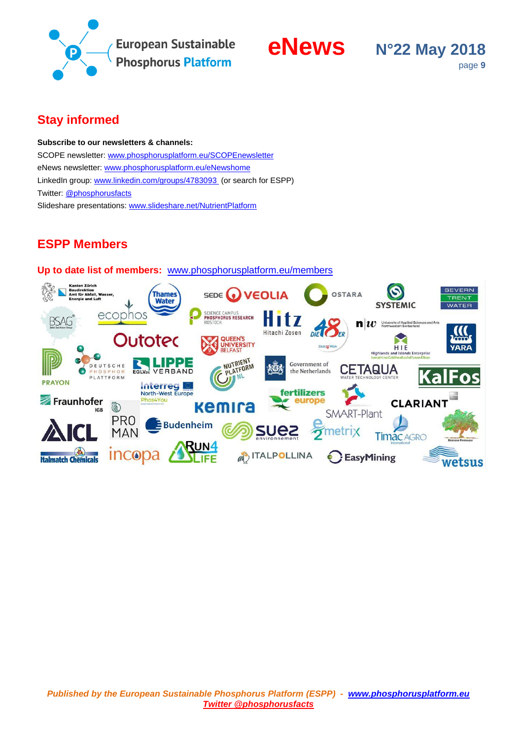## Stay informed

**Subscribe to our newsletters & channels:**

SCOPE newsletter: www.phosphorusplatform.eu/SCOPEnewsletter
eNews newsletter: www.phosphorusplatform.eu/eNewshome
LinkedIn group: www.linkedin.com/groups/4783093 (or search for ESPP)
Twitter: @phosphorusfacts
Slideshare presentations: www.slideshare.net/NutrientPlatform

## ESPP Members

**Up to date list of members:** www.phosphorusplatform.eu/members

*Published by the European Sustainable Phosphorus Platform (ESPP) - **www.phosphorusplatform.eu***
***Twitter @phosphorusfacts***